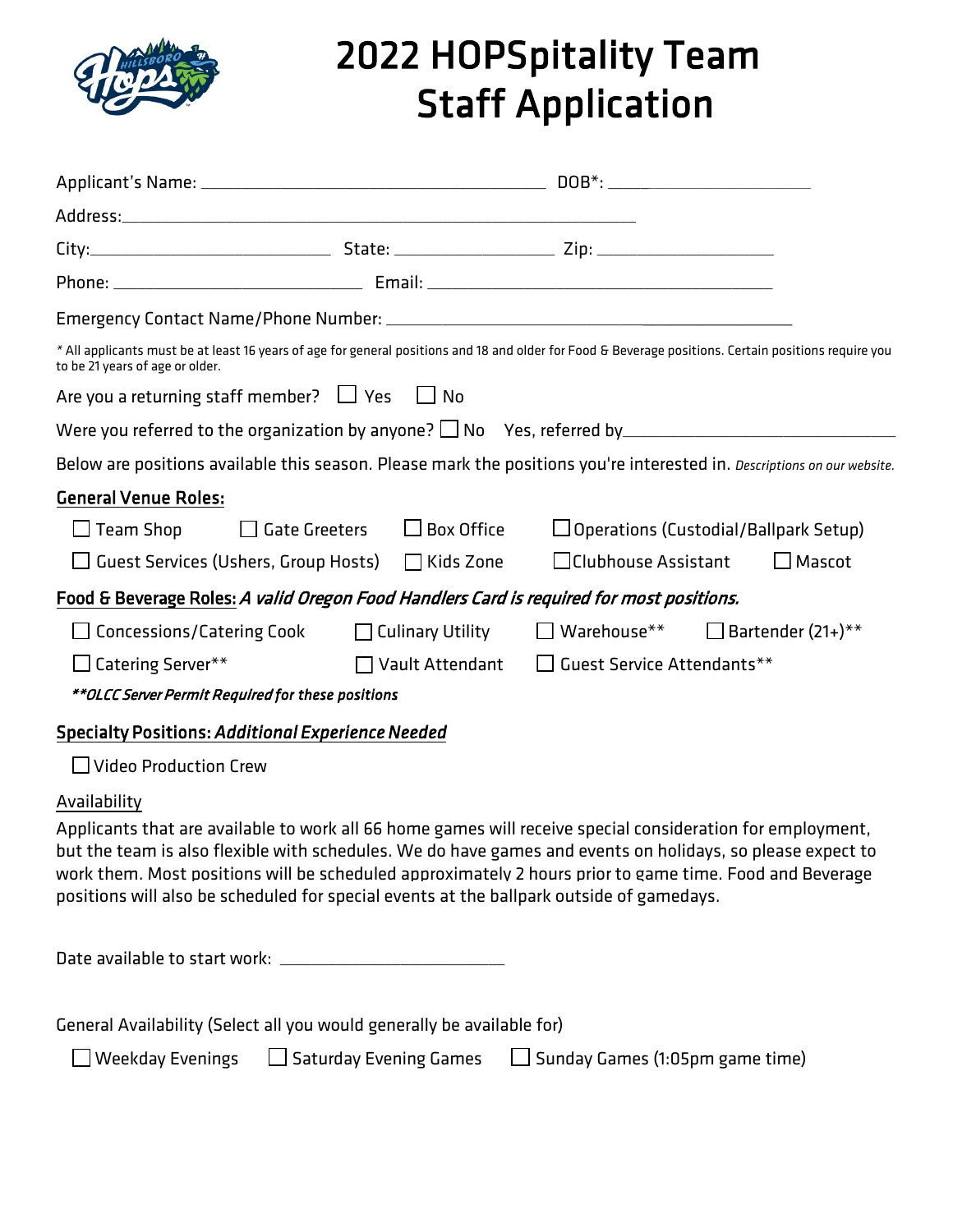# 2022 HOPSpitality Team Staff Application

Applicant's Name: ______________________________ DOB*: ____________________

Address: ____________________________________________________

City: ____________________ State: ______________ Zip: ________________

Phone: ______________________ Email: ________________________________

Emergency Contact Name/Phone Number: ________________________________________

*All applicants must be at least 16 years of age for general positions and 18 and older for Food & Beverage positions. Certain positions require you to be 21 years of age or older.*

Are you a returning staff member? ☐ Yes ☐ No

Were you referred to the organization by anyone? ☐ No Yes, referred by __________________________

Below are positions available this season. Please mark the positions you're interested in. *Descriptions on our website.*

**General Venue Roles:**

☐ Team Shop ☐ Gate Greeters ☐ Box Office ☐ Operations (Custodial/Ballpark Setup)

☐ Guest Services (Ushers, Group Hosts) ☐ Kids Zone ☐ Clubhouse Assistant ☐ Mascot

**Food & Beverage Roles:** *A valid Oregon Food Handlers Card is required for most positions.*

☐ Concessions/Catering Cook ☐ Culinary Utility ☐ Warehouse** ☐ Bartender (21+)**

☐ Catering Server** ☐ Vault Attendant ☐ Guest Service Attendants**

***OLCC Server Permit Required for these positions**

**Specialty Positions:** ***Additional Experience Needed***

☐ Video Production Crew

Availability

Applicants that are available to work all 66 home games will receive special consideration for employment, but the team is also flexible with schedules. We do have games and events on holidays, so please expect to work them. Most positions will be scheduled approximately 2 hours prior to game time. Food and Beverage positions will also be scheduled for special events at the ballpark outside of gamedays.

Date available to start work: ____________________

General Availability (Select all you would generally be available for)

☐ Weekday Evenings ☐ Saturday Evening Games ☐ Sunday Games (1:05pm game time)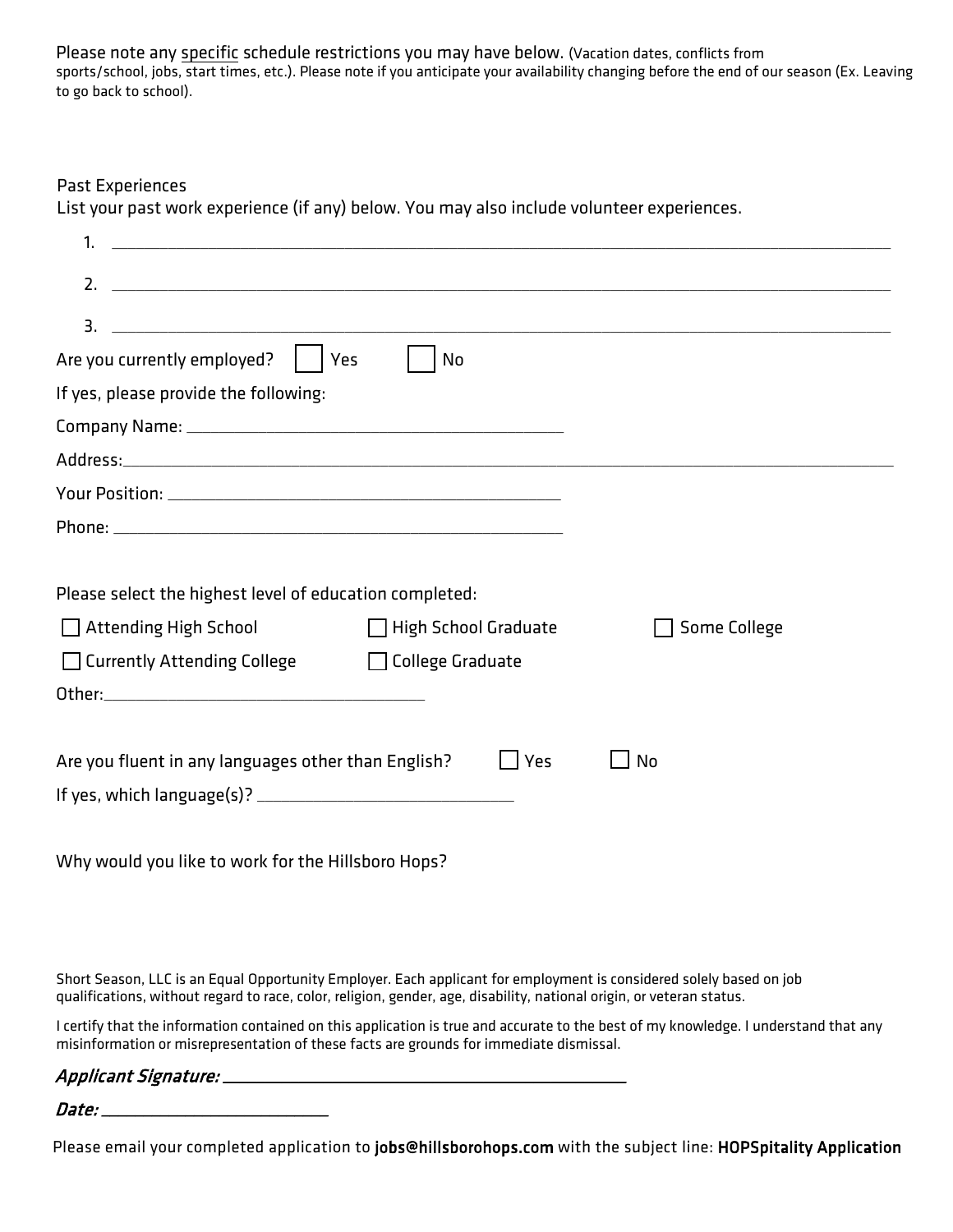Please note any specific schedule restrictions you may have below. (Vacation dates, conflicts from sports/school, jobs, start times, etc.). Please note if you anticipate your availability changing before the end of our season (Ex. Leaving to go back to school).

Past Experiences

List your past work experience (if any) below. You may also include volunteer experiences.

1. ______________________________________________________________

2. ______________________________________________________________

3. ______________________________________________________________

Are you currently employed? ☐ Yes ☐ No

If yes, please provide the following:

Company Name: ______________________________

Address: ______________________________________________________________

Your Position: ______________________________

Phone: ______________________________

Please select the highest level of education completed:

☐ Attending High School ☐ High School Graduate ☐ Some College

☐ Currently Attending College ☐ College Graduate

Other: ______________________________

Are you fluent in any languages other than English? ☐ Yes ☐ No

If yes, which language(s)? ______________________

Why would you like to work for the Hillsboro Hops?

Short Season, LLC is an Equal Opportunity Employer. Each applicant for employment is considered solely based on job qualifications, without regard to race, color, religion, gender, age, disability, national origin, or veteran status.

I certify that the information contained on this application is true and accurate to the best of my knowledge. I understand that any misinformation or misrepresentation of these facts are grounds for immediate dismissal.

*Applicant Signature:* ______________________________

*Date:* ____________________

Please email your completed application to jobs@hillsborohops.com with the subject line: HOPSpitality Application